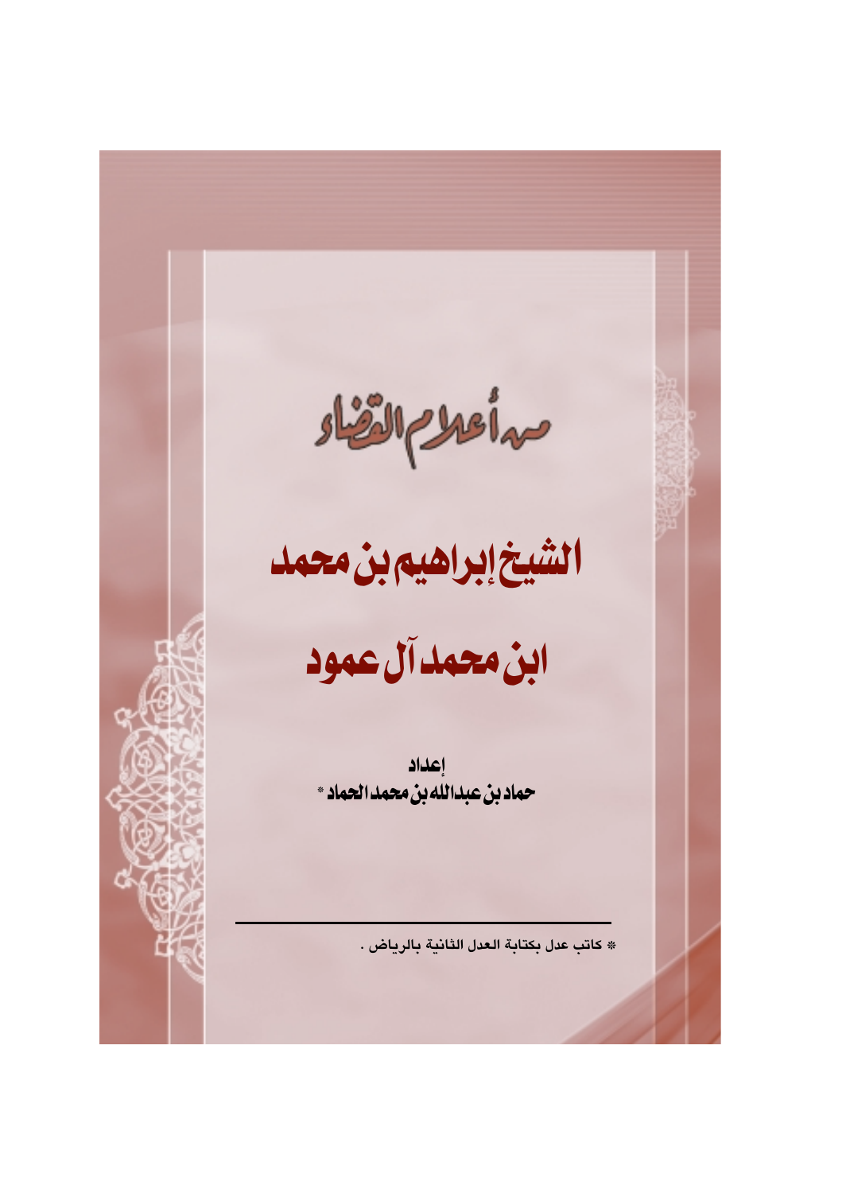من أعلام القضاء

# الشيخ إبراهيم بن محمد

# ابن محمد آل عمود

إعداد

**حماد بن عبدالله بن محمد الحماد** *

---

* كاتب عدل بكتابة العدل الثانية بالرياض .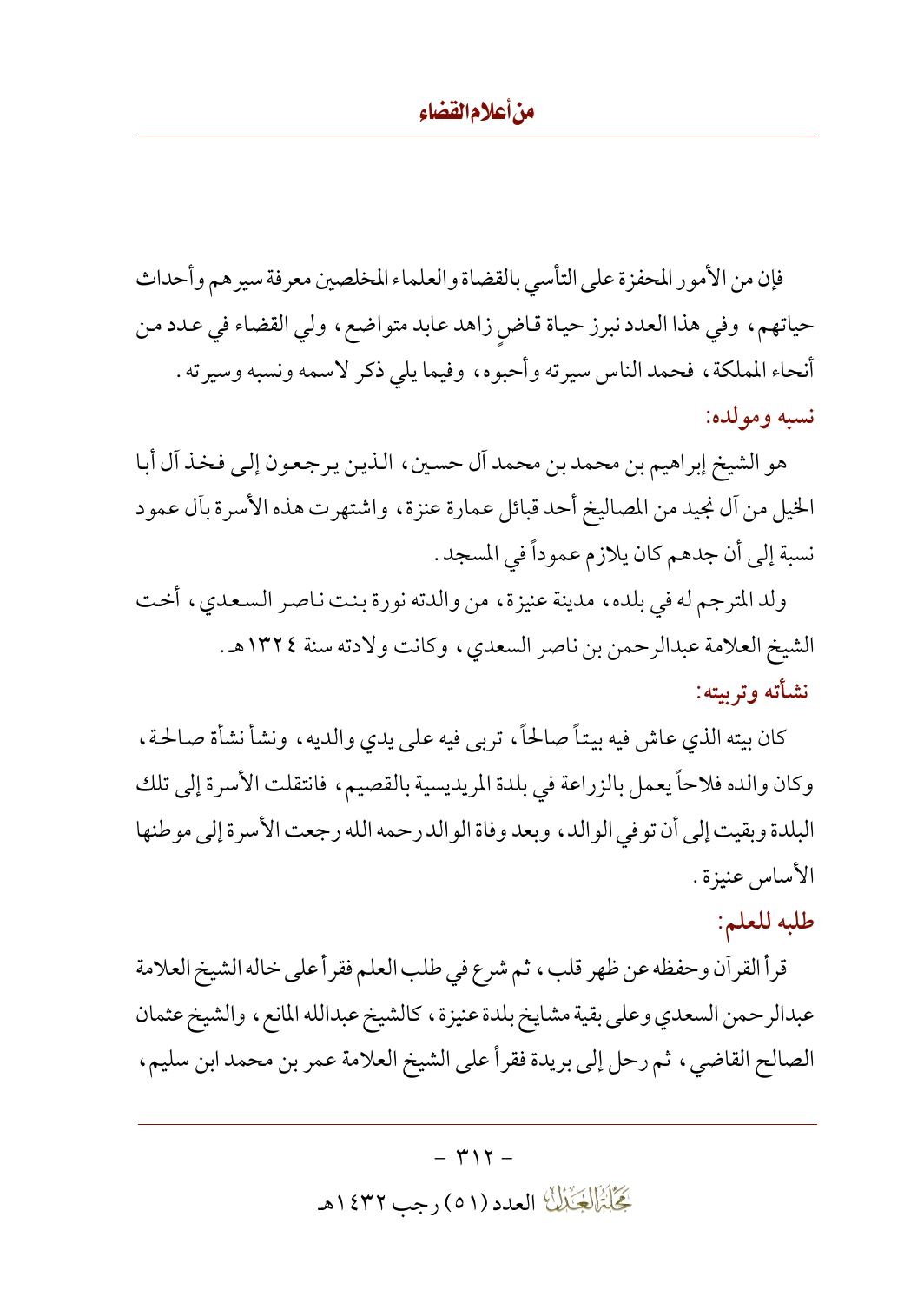فإن من الأمور المحفزة على التأسي بالقضاة والعلماء المخلصين معرفة سيرهم وأحداث حياتهم، وفي هذا العدد نبرز حياة قاضٍ زاهد عابد متواضع، ولي القضاء في عدد من أنحاء المملكة، فحمد الناس سيرته وأحبوه، وفيما يلي ذكر لاسمه ونسبه وسيرته.

### نسبه ومولده:

هو الشيخ إبراهيم بن محمد بن محمد آل حسين، الذين يرجعون إلى فخذ آل أبا الخيل من آل نجيد من المصاليخ أحد قبائل عمارة عنزة، واشتهرت هذه الأسرة بآل عمود نسبة إلى أن جدهم كان يلازم عموداً في المسجد.

ولد المترجم له في بلده، مدينة عنيزة، من والدته نورة بنت ناصر السعدي، أخت الشيخ العلامة عبدالرحمن بن ناصر السعدي، وكانت ولادته سنة ١٣٢٤هـ.

### نشأته وتربيته:

كان بيته الذي عاش فيه بيتاً صالحاً، تربى فيه على يدي والديه، ونشأ نشأة صالحة، وكان والده فلاحاً يعمل بالزراعة في بلدة المريديسية بالقصيم، فانتقلت الأسرة إلى تلك البلدة وبقيت إلى أن توفي الوالد، وبعد وفاة الوالد رحمه الله رجعت الأسرة إلى موطنها الأساس عنيزة.

### طلبه للعلم:

قرأ القرآن وحفظه عن ظهر قلب، ثم شرع في طلب العلم فقرأ على خاله الشيخ العلامة عبدالرحمن السعدي وعلى بقية مشايخ بلدة عنيزة، كالشيخ عبدالله المانع، والشيخ عثمان الصالح القاضي، ثم رحل إلى بريدة فقرأ على الشيخ العلامة عمر بن محمد ابن سليم،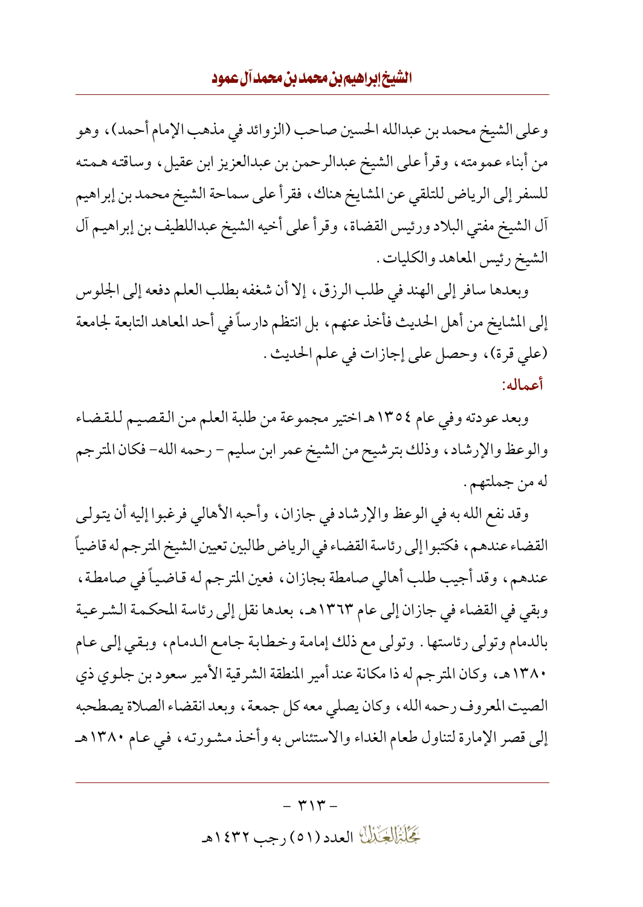وعلى الشيخ محمد بن عبدالله الحسين صاحب (الزوائد في مذهب الإمام أحمد)، وهو من أبناء عمومته، وقرأ على الشيخ عبدالرحمن بن عبدالعزيز ابن عقيل، وساقته همته للسفر إلى الرياض للتلقي عن المشايخ هناك، فقرأ على سماحة الشيخ محمد بن إبراهيم آل الشيخ مفتي البلاد ورئيس القضاة، وقرأ على أخيه الشيخ عبداللطيف بن إبراهيم آل الشيخ رئيس المعاهد والكليات.

وبعدها سافر إلى الهند في طلب الرزق، إلا أن شغفه بطلب العلم دفعه إلى الجلوس إلى المشايخ من أهل الحديث فأخذ عنهم، بل انتظم دارساً في أحد المعاهد التابعة لجامعة (علي قرة)، وحصل على إجازات في علم الحديث.

## أعماله:

وبعد عودته وفي عام ١٣٥٤هـ اختير مجموعة من طلبة العلم من القصيم للقضاء والوعظ والإرشاد، وذلك بترشيح من الشيخ عمر ابن سليم – رحمه الله– فكان المترجم له من جملتهم.

وقد نفع الله به في الوعظ والإرشاد في جازان، وأحبه الأهالي فرغبوا إليه أن يتولى القضاء عندهم، فكتبوا إلى رئاسة القضاء في الرياض طالبين تعيين الشيخ المترجم له قاضياً عندهم، وقد أجيب طلب أهالي صامطة بجازان، فعين المترجم له قاضياً في صامطة، وبقي في القضاء في جازان إلى عام ١٣٦٣هـ، بعدها نقل إلى رئاسة المحكمة الشرعية بالدمام وتولى رئاستها. وتولى مع ذلك إمامة وخطابة جامع الدمام، وبقي إلى عام ١٣٨٠هـ، وكان المترجم له ذا مكانة عند أمير المنطقة الشرقية الأمير سعود بن جلوي ذي الصيت المعروف رحمه الله، وكان يصلي معه كل جمعة، وبعد انقضاء الصلاة يصطحبه إلى قصر الإمارة لتناول طعام الغداء والاستئناس به وأخذ مشورته، في عام ١٣٨٠هـ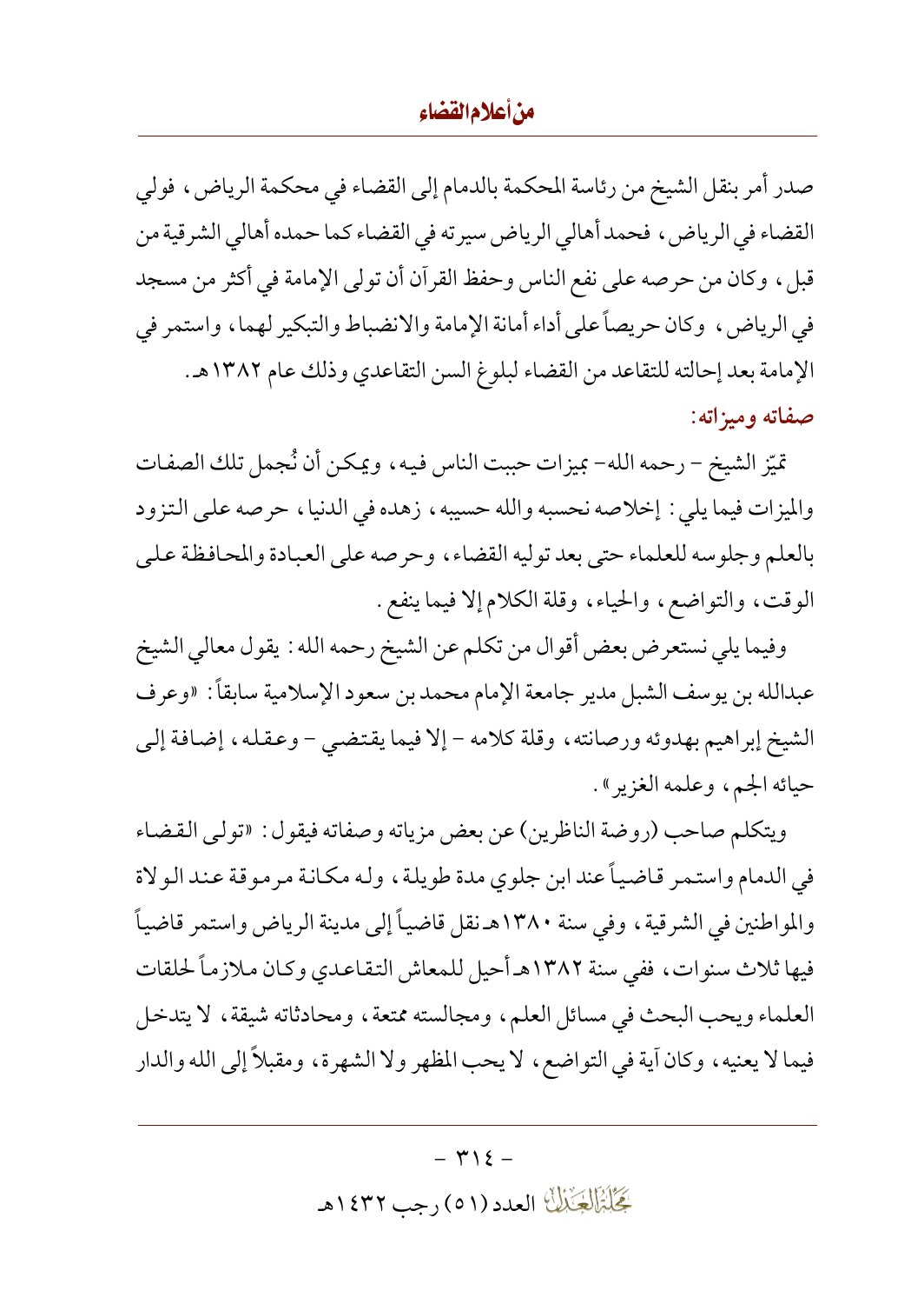صدر أمر بنقل الشيخ من رئاسة المحكمة بالدمام إلى القضاء في محكمة الرياض، فولي القضاء في الرياض، فحمد أهالي الرياض سيرته في القضاء كما حمده أهالي الشرقية من قبل، وكان من حرصه على نفع الناس وحفظ القرآن أن تولى الإمامة في أكثر من مسجد في الرياض، وكان حريصاً على أداء أمانة الإمامة والانضباط والتبكير لهما، واستمر في الإمامة بعد إحالته للتقاعد من القضاء لبلوغ السن التقاعدي وذلك عام ١٣٨٢هـ.

## صفاته وميزاته:

تميّز الشيخ - رحمه الله- بميزات حببت الناس فيه، ويمكن أن نُجمل تلك الصفات والميزات فيما يلي: إخلاصه نحسبه والله حسيبه، زهده في الدنيا، حرصه على التزود بالعلم وجلوسه للعلماء حتى بعد توليه القضاء، وحرصه على العبادة والمحافظة على الوقت، والتواضع، والحياء، وقلة الكلام إلا فيما ينفع.

وفيما يلي نستعرض بعض أقوال من تكلم عن الشيخ رحمه الله: يقول معالي الشيخ عبدالله بن يوسف الشبل مدير جامعة الإمام محمد بن سعود الإسلامية سابقاً: «وعرف الشيخ إبراهيم بهدوئه ورصانته، وقلة كلامه - إلا فيما يقتضي - وعقله، إضافة إلى حيائه الجم، وعلمه الغزير».

ويتكلم صاحب (روضة الناظرين) عن بعض مزياته وصفاته فيقول: «تولى القضاء في الدمام واستمر قاضياً عند ابن جلوي مدة طويلة، وله مكانة مرموقة عند الولاة والمواطنين في الشرقية، وفي سنة ١٣٨٠هـ نقل قاضياً إلى مدينة الرياض واستمر قاضياً فيها ثلاث سنوات، ففي سنة ١٣٨٢هـ أحيل للمعاش التقاعدي وكان ملازماً لحلقات العلماء ويحب البحث في مسائل العلم، ومجالسته ممتعة، ومحادثاته شيقة، لا يتدخل فيما لا يعنيه، وكان آية في التواضع، لا يحب المظهر ولا الشهرة، ومقبلاً إلى الله والدار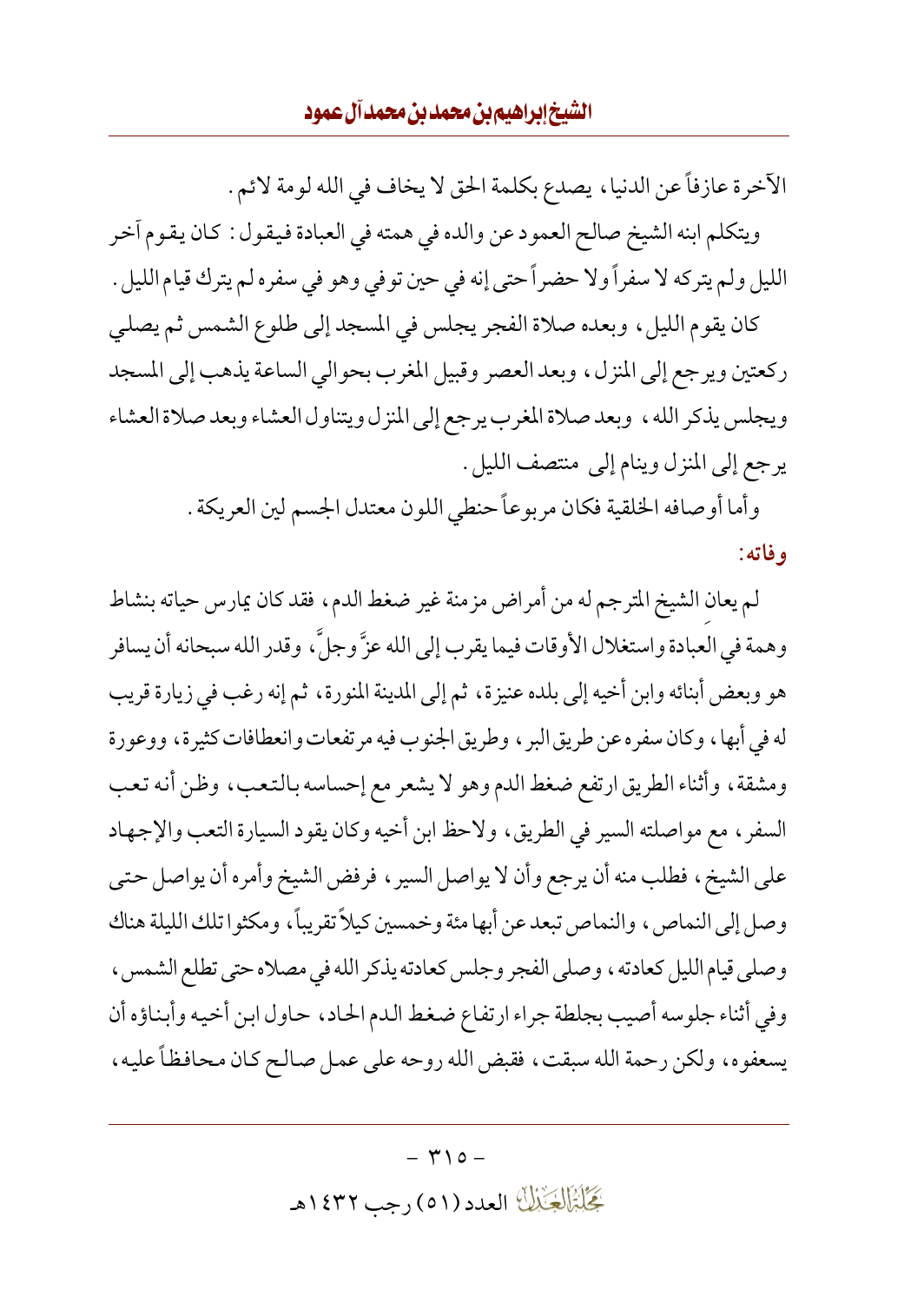الآخرة عازفاً عن الدنيا، يصدع بكلمة الحق لا يخاف في الله لومة لائم.

ويتكلم ابنه الشيخ صالح العمود عن والده في همته في العبادة فيقول: كان يقوم آخر الليل ولم يتركه لا سفراً ولا حضراً حتى إنه في حين توفي وهو في سفره لم يترك قيام الليل.

كان يقوم الليل، وبعده صلاة الفجر يجلس في المسجد إلى طلوع الشمس ثم يصلي ركعتين ويرجع إلى المنزل، وبعد العصر وقبيل المغرب بحوالي الساعة يذهب إلى المسجد ويجلس يذكر الله، وبعد صلاة المغرب يرجع إلى المنزل ويتناول العشاء وبعد صلاة العشاء يرجع إلى المنزل وينام إلى منتصف الليل.

وأما أوصافه الخلقية فكان مربوعاً حنطي اللون معتدل الجسم لين العريكة.

**وفاته:**

لم يعانِ الشيخ المترجم له من أمراض مزمنة غير ضغط الدم، فقد كان يمارس حياته بنشاط وهمة في العبادة واستغلال الأوقات فيما يقرب إلى الله عزَّ وجلَّ، وقدر الله سبحانه أن يسافر هو وبعض أبنائه وابن أخيه إلى بلده عنيزة، ثم إلى المدينة المنورة، ثم إنه رغب في زيارة قريب له في أبها، وكان سفره عن طريق البر، وطريق الجنوب فيه مرتفعات وانعطافات كثيرة، ووعورة ومشقة، وأثناء الطريق ارتفع ضغط الدم وهو لا يشعر مع إحساسه بالتعب، وظن أنه تعب السفر، مع مواصلته السير في الطريق، ولاحظ ابن أخيه وكان يقود السيارة التعب والإجهاد على الشيخ، فطلب منه أن يرجع وأن لا يواصل السير، فرفض الشيخ وأمره أن يواصل حتى وصل إلى النماص، والنماص تبعد عن أبها مئة وخمسين كيلاً تقريباً، ومكثوا تلك الليلة هناك وصلى قيام الليل كعادته، وصلى الفجر وجلس كعادته يذكر الله في مصلاه حتى تطلع الشمس، وفي أثناء جلوسه أصيب بجلطة جراء ارتفاع ضغط الدم الحاد، حاول ابن أخيه وأبناؤه أن يسعفوه، ولكن رحمة الله سبقت، فقبض الله روحه على عمل صالح كان محافظاً عليه،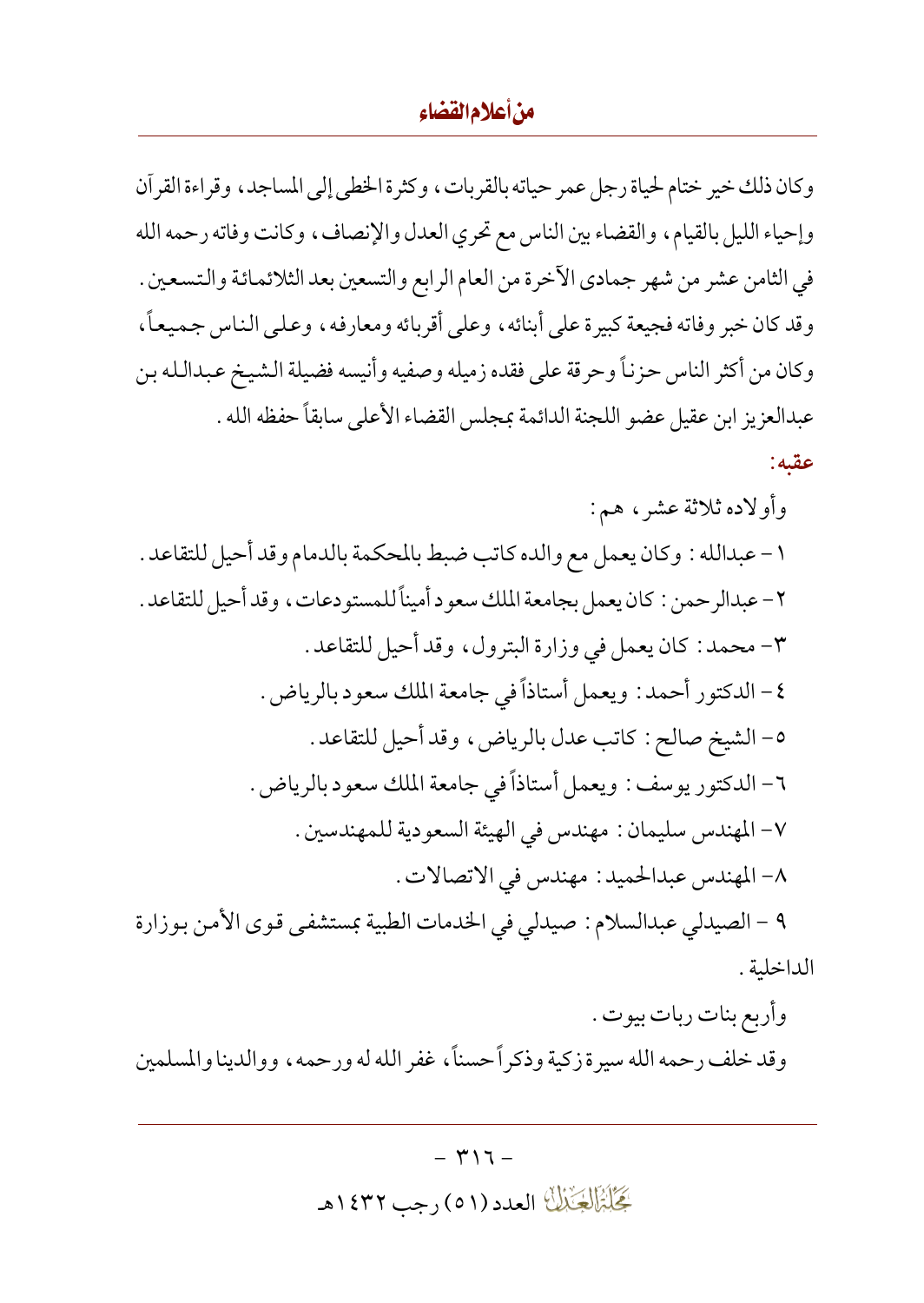وكان ذلك خير ختام لحياة رجل عمر حياته بالقربات، وكثرة الخطى إلى المساجد، وقراءة القرآن وإحياء الليل بالقيام، والقضاء بين الناس مع تحري العدل والإنصاف، وكانت وفاته رحمه الله في الثامن عشر من شهر جمادى الآخرة من العام الرابع والتسعين بعد الثلاثمائة والتسعين. وقد كان خبر وفاته فجيعة كبيرة على أبنائه، وعلى أقربائه ومعارفه، وعلى الناس جميعاً، وكان من أكثر الناس حزناً وحرقة على فقده زميله وصفيه وأنيسه فضيلة الشيخ عبدالله بن عبدالعزيز ابن عقيل عضو اللجنة الدائمة بمجلس القضاء الأعلى سابقاً حفظه الله.

**عقبه:**

وأولاده ثلاثة عشر، هم:

١- عبدالله: وكان يعمل مع والده كاتب ضبط بالمحكمة بالدمام وقد أحيل للتقاعد.

٢- عبدالرحمن: كان يعمل بجامعة الملك سعود أميناً للمستودعات، وقد أحيل للتقاعد.

٣- محمد: كان يعمل في وزارة البترول، وقد أحيل للتقاعد.

٤- الدكتور أحمد: ويعمل أستاذاً في جامعة الملك سعود بالرياض.

٥- الشيخ صالح: كاتب عدل بالرياض، وقد أحيل للتقاعد.

٦- الدكتور يوسف: ويعمل أستاذاً في جامعة الملك سعود بالرياض.

٧- المهندس سليمان: مهندس في الهيئة السعودية للمهندسين.

٨- المهندس عبدالحميد: مهندس في الاتصالات.

٩- الصيدلي عبدالسلام: صيدلي في الخدمات الطبية بمستشفى قوى الأمن بوزارة الداخلية.

وأربع بنات ربات بيوت.

وقد خلف رحمه الله سيرة زكية وذكراً حسناً، غفر الله له ورحمه، ووالدينا والمسلمين